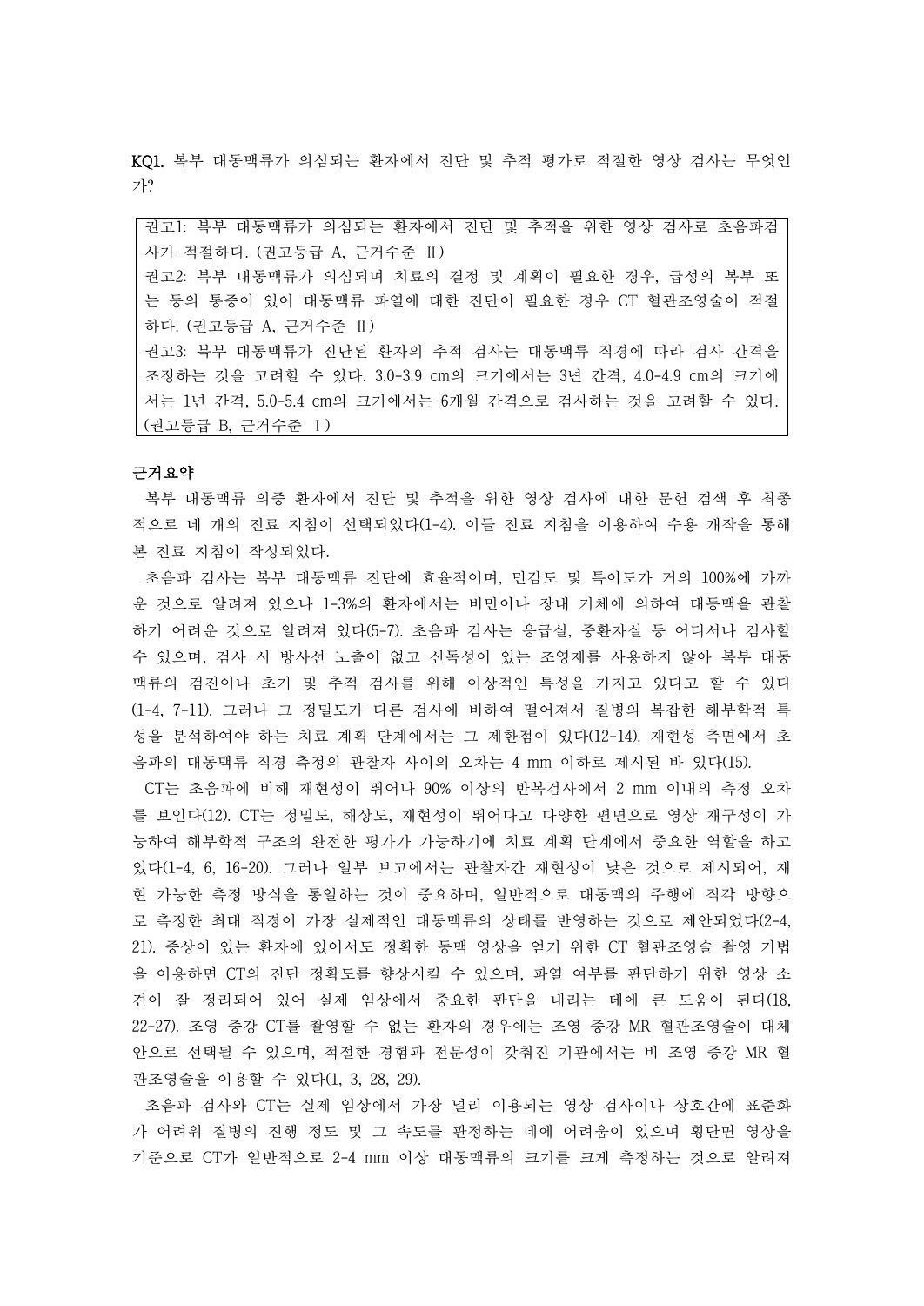**KQ1.** 복부 대동맥류가 의심되는 환자에서 진단 및 추적 평가로 적절한 영상 검사는 무엇인가?

> 권고1: 복부 대동맥류가 의심되는 환자에서 진단 및 추적을 위한 영상 검사로 초음파검사가 적절하다. (권고등급 A, 근거수준 Ⅱ)
> 권고2: 복부 대동맥류가 의심되며 치료의 결정 및 계획이 필요한 경우, 급성의 복부 또는 등의 통증이 있어 대동맥류 파열에 대한 진단이 필요한 경우 CT 혈관조영술이 적절하다. (권고등급 A, 근거수준 Ⅱ)
> 권고3: 복부 대동맥류가 진단된 환자의 추적 검사는 대동맥류 직경에 따라 검사 간격을 조정하는 것을 고려할 수 있다. 3.0-3.9 cm의 크기에서는 3년 간격, 4.0-4.9 cm의 크기에서는 1년 간격, 5.0-5.4 cm의 크기에서는 6개월 간격으로 검사하는 것을 고려할 수 있다. (권고등급 B, 근거수준 Ⅰ)

**근거요약**

복부 대동맥류 의증 환자에서 진단 및 추적을 위한 영상 검사에 대한 문헌 검색 후 최종적으로 네 개의 진료 지침이 선택되었다(1-4). 이들 진료 지침을 이용하여 수용 개작을 통해 본 진료 지침이 작성되었다.

초음파 검사는 복부 대동맥류 진단에 효율적이며, 민감도 및 특이도가 거의 100%에 가까운 것으로 알려져 있으나 1-3%의 환자에서는 비만이나 장내 기체에 의하여 대동맥을 관찰하기 어려운 것으로 알려져 있다(5-7). 초음파 검사는 응급실, 중환자실 등 어디서나 검사할 수 있으며, 검사 시 방사선 노출이 없고 신독성이 있는 조영제를 사용하지 않아 복부 대동맥류의 검진이나 초기 및 추적 검사를 위해 이상적인 특성을 가지고 있다고 할 수 있다(1-4, 7-11). 그러나 그 정밀도가 다른 검사에 비하여 떨어져서 질병의 복잡한 해부학적 특성을 분석하여야 하는 치료 계획 단계에서는 그 제한점이 있다(12-14). 재현성 측면에서 초음파의 대동맥류 직경 측정의 관찰자 사이의 오차는 4 mm 이하로 제시된 바 있다(15).

CT는 초음파에 비해 재현성이 뛰어나 90% 이상의 반복검사에서 2 mm 이내의 측정 오차를 보인다(12). CT는 정밀도, 해상도, 재현성이 뛰어나다고 다양한 편면으로 영상 재구성이 가능하여 해부학적 구조의 완전한 평가가 가능하기에 치료 계획 단계에서 중요한 역할을 하고 있다(1-4, 6, 16-20). 그러나 일부 보고에서는 관찰자간 재현성이 낮은 것으로 제시되어, 재현 가능한 측정 방식을 통일하는 것이 중요하며, 일반적으로 대동맥의 주행에 직각 방향으로 측정한 최대 직경이 가장 실제적인 대동맥류의 상태를 반영하는 것으로 제안되었다(2-4, 21). 증상이 있는 환자에 있어서도 정확한 동맥 영상을 얻기 위한 CT 혈관조영술 촬영 기법을 이용하면 CT의 진단 정확도를 향상시킬 수 있으며, 파열 여부를 판단하기 위한 영상 소견이 잘 정리되어 있어 실제 임상에서 중요한 판단을 내리는 데에 큰 도움이 된다(18, 22-27). 조영 증강 CT를 촬영할 수 없는 환자의 경우에는 조영 증강 MR 혈관조영술이 대체안으로 선택될 수 있으며, 적절한 경험과 전문성이 갖춰진 기관에서는 비 조영 증강 MR 혈관조영술을 이용할 수 있다(1, 3, 28, 29).

초음파 검사와 CT는 실제 임상에서 가장 널리 이용되는 영상 검사이나 상호간에 표준화가 어려워 질병의 진행 정도 및 그 속도를 판정하는 데에 어려움이 있으며 횡단면 영상을 기준으로 CT가 일반적으로 2-4 mm 이상 대동맥류의 크기를 크게 측정하는 것으로 알려져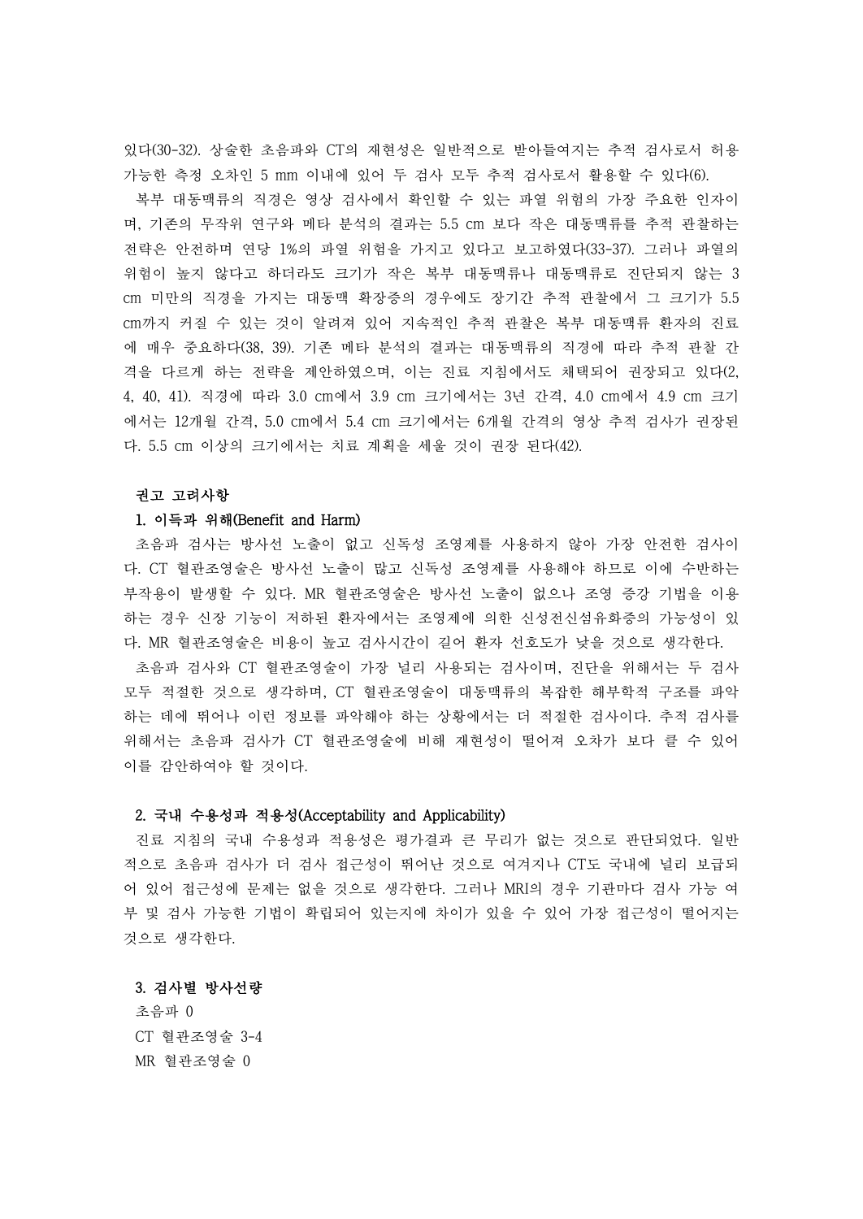있다(30-32). 상술한 초음파와 CT의 재현성은 일반적으로 받아들여지는 추적 검사로서 허용 가능한 측정 오차인 5 mm 이내에 있어 두 검사 모두 추적 검사로서 활용할 수 있다(6).

복부 대동맥류의 직경은 영상 검사에서 확인할 수 있는 파열 위험의 가장 주요한 인자이며, 기존의 무작위 연구와 메타 분석의 결과는 5.5 cm 보다 작은 대동맥류를 추적 관찰하는 전략은 안전하며 연당 1%의 파열 위험을 가지고 있다고 보고하였다(33-37). 그러나 파열의 위험이 높지 않다고 하더라도 크기가 작은 복부 대동맥류나 대동맥류로 진단되지 않는 3 cm 미만의 직경을 가지는 대동맥 확장증의 경우에도 장기간 추적 관찰에서 그 크기가 5.5 cm까지 커질 수 있는 것이 알려져 있어 지속적인 추적 관찰은 복부 대동맥류 환자의 진료에 매우 중요하다(38, 39). 기존 메타 분석의 결과는 대동맥류의 직경에 따라 추적 관찰 간격을 다르게 하는 전략을 제안하였으며, 이는 진료 지침에서도 채택되어 권장되고 있다(2, 4, 40, 41). 직경에 따라 3.0 cm에서 3.9 cm 크기에서는 3년 간격, 4.0 cm에서 4.9 cm 크기에서는 12개월 간격, 5.0 cm에서 5.4 cm 크기에서는 6개월 간격의 영상 추적 검사가 권장된다. 5.5 cm 이상의 크기에서는 치료 계획을 세울 것이 권장 된다(42).

### 권고 고려사항

#### 1. 이득과 위해(Benefit and Harm)

초음파 검사는 방사선 노출이 없고 신독성 조영제를 사용하지 않아 가장 안전한 검사이다. CT 혈관조영술은 방사선 노출이 많고 신독성 조영제를 사용해야 하므로 이에 수반하는 부작용이 발생할 수 있다. MR 혈관조영술은 방사선 노출이 없으나 조영 증강 기법을 이용하는 경우 신장 기능이 저하된 환자에서는 조영제에 의한 신성전신섬유화증의 가능성이 있다. MR 혈관조영술은 비용이 높고 검사시간이 길어 환자 선호도가 낮을 것으로 생각한다.

초음파 검사와 CT 혈관조영술이 가장 널리 사용되는 검사이며, 진단을 위해서는 두 검사 모두 적절한 것으로 생각하며, CT 혈관조영술이 대동맥류의 복잡한 해부학적 구조를 파악하는 데에 뛰어나 이런 정보를 파악해야 하는 상황에서는 더 적절한 검사이다. 추적 검사를 위해서는 초음파 검사가 CT 혈관조영술에 비해 재현성이 떨어져 오차가 보다 클 수 있어 이를 감안하여야 할 것이다.

#### 2. 국내 수용성과 적용성(Acceptability and Applicability)

진료 지침의 국내 수용성과 적용성은 평가결과 큰 무리가 없는 것으로 판단되었다. 일반적으로 초음파 검사가 더 검사 접근성이 뛰어난 것으로 여겨지나 CT도 국내에 널리 보급되어 있어 접근성에 문제는 없을 것으로 생각한다. 그러나 MRI의 경우 기관마다 검사 가능 여부 및 검사 가능한 기법이 확립되어 있는지에 차이가 있을 수 있어 가장 접근성이 떨어지는 것으로 생각한다.

#### 3. 검사별 방사선량

초음파 0
CT 혈관조영술 3-4
MR 혈관조영술 0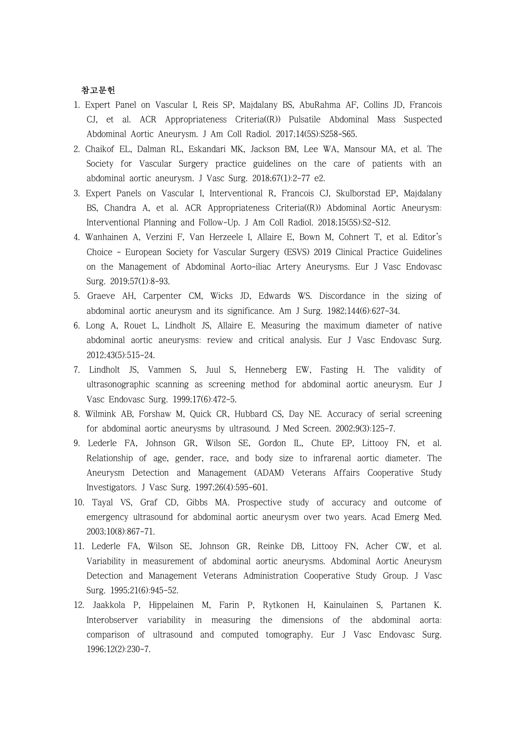**참고문헌**

1. Expert Panel on Vascular I, Reis SP, Majdalany BS, AbuRahma AF, Collins JD, Francois CJ, et al. ACR Appropriateness Criteria((R)) Pulsatile Abdominal Mass Suspected Abdominal Aortic Aneurysm. J Am Coll Radiol. 2017;14(5S):S258-S65.
2. Chaikof EL, Dalman RL, Eskandari MK, Jackson BM, Lee WA, Mansour MA, et al. The Society for Vascular Surgery practice guidelines on the care of patients with an abdominal aortic aneurysm. J Vasc Surg. 2018;67(1):2-77 e2.
3. Expert Panels on Vascular I, Interventional R, Francois CJ, Skulborstad EP, Majdalany BS, Chandra A, et al. ACR Appropriateness Criteria((R)) Abdominal Aortic Aneurysm: Interventional Planning and Follow-Up. J Am Coll Radiol. 2018;15(5S):S2-S12.
4. Wanhainen A, Verzini F, Van Herzeele I, Allaire E, Bown M, Cohnert T, et al. Editor's Choice - European Society for Vascular Surgery (ESVS) 2019 Clinical Practice Guidelines on the Management of Abdominal Aorto-iliac Artery Aneurysms. Eur J Vasc Endovasc Surg. 2019;57(1):8-93.
5. Graeve AH, Carpenter CM, Wicks JD, Edwards WS. Discordance in the sizing of abdominal aortic aneurysm and its significance. Am J Surg. 1982;144(6):627-34.
6. Long A, Rouet L, Lindholt JS, Allaire E. Measuring the maximum diameter of native abdominal aortic aneurysms: review and critical analysis. Eur J Vasc Endovasc Surg. 2012;43(5):515-24.
7. Lindholt JS, Vammen S, Juul S, Henneberg EW, Fasting H. The validity of ultrasonographic scanning as screening method for abdominal aortic aneurysm. Eur J Vasc Endovasc Surg. 1999;17(6):472-5.
8. Wilmink AB, Forshaw M, Quick CR, Hubbard CS, Day NE. Accuracy of serial screening for abdominal aortic aneurysms by ultrasound. J Med Screen. 2002;9(3):125-7.
9. Lederle FA, Johnson GR, Wilson SE, Gordon IL, Chute EP, Littooy FN, et al. Relationship of age, gender, race, and body size to infrarenal aortic diameter. The Aneurysm Detection and Management (ADAM) Veterans Affairs Cooperative Study Investigators. J Vasc Surg. 1997;26(4):595-601.
10. Tayal VS, Graf CD, Gibbs MA. Prospective study of accuracy and outcome of emergency ultrasound for abdominal aortic aneurysm over two years. Acad Emerg Med. 2003;10(8):867-71.
11. Lederle FA, Wilson SE, Johnson GR, Reinke DB, Littooy FN, Acher CW, et al. Variability in measurement of abdominal aortic aneurysms. Abdominal Aortic Aneurysm Detection and Management Veterans Administration Cooperative Study Group. J Vasc Surg. 1995;21(6):945-52.
12. Jaakkola P, Hippelainen M, Farin P, Rytkonen H, Kainulainen S, Partanen K. Interobserver variability in measuring the dimensions of the abdominal aorta: comparison of ultrasound and computed tomography. Eur J Vasc Endovasc Surg. 1996;12(2):230-7.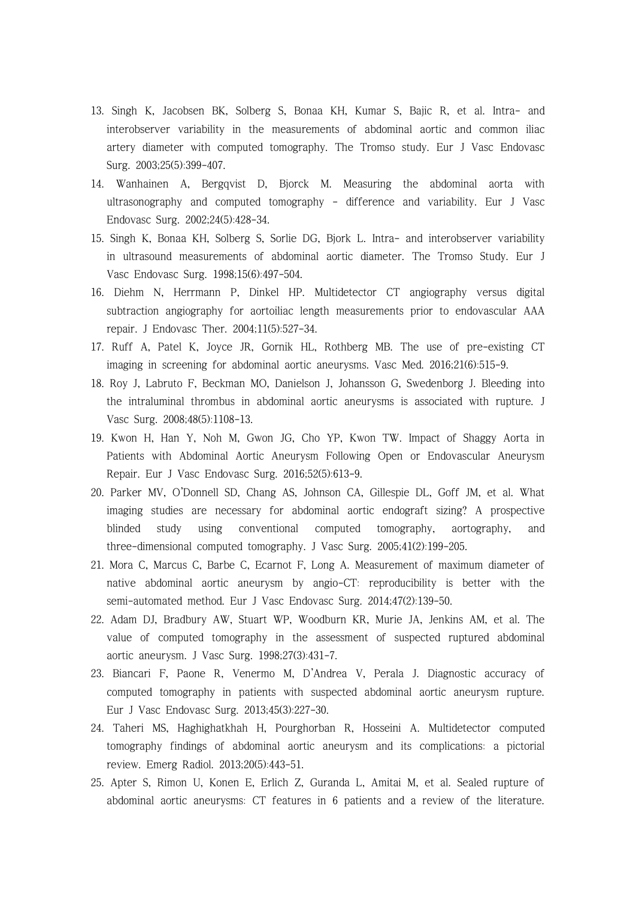13. Singh K, Jacobsen BK, Solberg S, Bonaa KH, Kumar S, Bajic R, et al. Intra- and interobserver variability in the measurements of abdominal aortic and common iliac artery diameter with computed tomography. The Tromso study. Eur J Vasc Endovasc Surg. 2003;25(5):399-407.
14. Wanhainen A, Bergqvist D, Bjorck M. Measuring the abdominal aorta with ultrasonography and computed tomography - difference and variability. Eur J Vasc Endovasc Surg. 2002;24(5):428-34.
15. Singh K, Bonaa KH, Solberg S, Sorlie DG, Bjork L. Intra- and interobserver variability in ultrasound measurements of abdominal aortic diameter. The Tromso Study. Eur J Vasc Endovasc Surg. 1998;15(6):497-504.
16. Diehm N, Herrmann P, Dinkel HP. Multidetector CT angiography versus digital subtraction angiography for aortoiliac length measurements prior to endovascular AAA repair. J Endovasc Ther. 2004;11(5):527-34.
17. Ruff A, Patel K, Joyce JR, Gornik HL, Rothberg MB. The use of pre-existing CT imaging in screening for abdominal aortic aneurysms. Vasc Med. 2016;21(6):515-9.
18. Roy J, Labruto F, Beckman MO, Danielson J, Johansson G, Swedenborg J. Bleeding into the intraluminal thrombus in abdominal aortic aneurysms is associated with rupture. J Vasc Surg. 2008;48(5):1108-13.
19. Kwon H, Han Y, Noh M, Gwon JG, Cho YP, Kwon TW. Impact of Shaggy Aorta in Patients with Abdominal Aortic Aneurysm Following Open or Endovascular Aneurysm Repair. Eur J Vasc Endovasc Surg. 2016;52(5):613-9.
20. Parker MV, O'Donnell SD, Chang AS, Johnson CA, Gillespie DL, Goff JM, et al. What imaging studies are necessary for abdominal aortic endograft sizing? A prospective blinded study using conventional computed tomography, aortography, and three-dimensional computed tomography. J Vasc Surg. 2005;41(2):199-205.
21. Mora C, Marcus C, Barbe C, Ecarnot F, Long A. Measurement of maximum diameter of native abdominal aortic aneurysm by angio-CT: reproducibility is better with the semi-automated method. Eur J Vasc Endovasc Surg. 2014;47(2):139-50.
22. Adam DJ, Bradbury AW, Stuart WP, Woodburn KR, Murie JA, Jenkins AM, et al. The value of computed tomography in the assessment of suspected ruptured abdominal aortic aneurysm. J Vasc Surg. 1998;27(3):431-7.
23. Biancari F, Paone R, Venermo M, D'Andrea V, Perala J. Diagnostic accuracy of computed tomography in patients with suspected abdominal aortic aneurysm rupture. Eur J Vasc Endovasc Surg. 2013;45(3):227-30.
24. Taheri MS, Haghighatkhah H, Pourghorban R, Hosseini A. Multidetector computed tomography findings of abdominal aortic aneurysm and its complications: a pictorial review. Emerg Radiol. 2013;20(5):443-51.
25. Apter S, Rimon U, Konen E, Erlich Z, Guranda L, Amitai M, et al. Sealed rupture of abdominal aortic aneurysms: CT features in 6 patients and a review of the literature.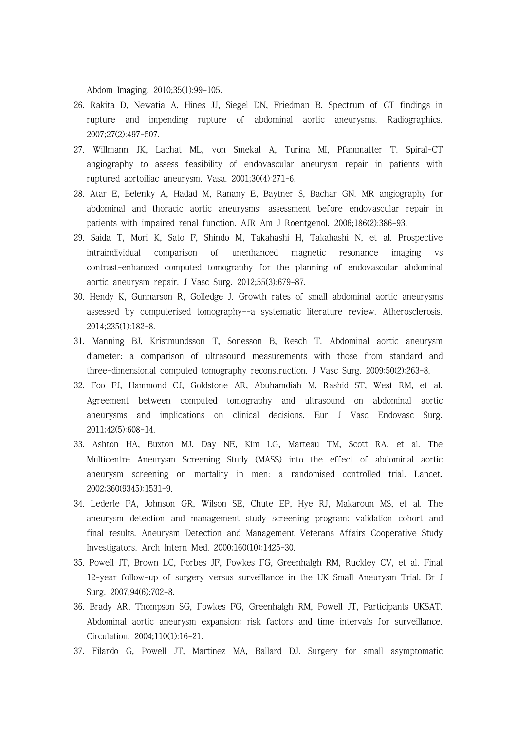Abdom Imaging. 2010;35(1):99-105.

26. Rakita D, Newatia A, Hines JJ, Siegel DN, Friedman B. Spectrum of CT findings in rupture and impending rupture of abdominal aortic aneurysms. Radiographics. 2007;27(2):497-507.
27. Willmann JK, Lachat ML, von Smekal A, Turina MI, Pfammatter T. Spiral-CT angiography to assess feasibility of endovascular aneurysm repair in patients with ruptured aortoiliac aneurysm. Vasa. 2001;30(4):271-6.
28. Atar E, Belenky A, Hadad M, Ranany E, Baytner S, Bachar GN. MR angiography for abdominal and thoracic aortic aneurysms: assessment before endovascular repair in patients with impaired renal function. AJR Am J Roentgenol. 2006;186(2):386-93.
29. Saida T, Mori K, Sato F, Shindo M, Takahashi H, Takahashi N, et al. Prospective intraindividual comparison of unenhanced magnetic resonance imaging vs contrast-enhanced computed tomography for the planning of endovascular abdominal aortic aneurysm repair. J Vasc Surg. 2012;55(3):679-87.
30. Hendy K, Gunnarson R, Golledge J. Growth rates of small abdominal aortic aneurysms assessed by computerised tomography--a systematic literature review. Atherosclerosis. 2014;235(1):182-8.
31. Manning BJ, Kristmundsson T, Sonesson B, Resch T. Abdominal aortic aneurysm diameter: a comparison of ultrasound measurements with those from standard and three-dimensional computed tomography reconstruction. J Vasc Surg. 2009;50(2):263-8.
32. Foo FJ, Hammond CJ, Goldstone AR, Abuhamdiah M, Rashid ST, West RM, et al. Agreement between computed tomography and ultrasound on abdominal aortic aneurysms and implications on clinical decisions. Eur J Vasc Endovasc Surg. 2011;42(5):608-14.
33. Ashton HA, Buxton MJ, Day NE, Kim LG, Marteau TM, Scott RA, et al. The Multicentre Aneurysm Screening Study (MASS) into the effect of abdominal aortic aneurysm screening on mortality in men: a randomised controlled trial. Lancet. 2002;360(9345):1531-9.
34. Lederle FA, Johnson GR, Wilson SE, Chute EP, Hye RJ, Makaroun MS, et al. The aneurysm detection and management study screening program: validation cohort and final results. Aneurysm Detection and Management Veterans Affairs Cooperative Study Investigators. Arch Intern Med. 2000;160(10):1425-30.
35. Powell JT, Brown LC, Forbes JF, Fowkes FG, Greenhalgh RM, Ruckley CV, et al. Final 12-year follow-up of surgery versus surveillance in the UK Small Aneurysm Trial. Br J Surg. 2007;94(6):702-8.
36. Brady AR, Thompson SG, Fowkes FG, Greenhalgh RM, Powell JT, Participants UKSAT. Abdominal aortic aneurysm expansion: risk factors and time intervals for surveillance. Circulation. 2004;110(1):16-21.
37. Filardo G, Powell JT, Martinez MA, Ballard DJ. Surgery for small asymptomatic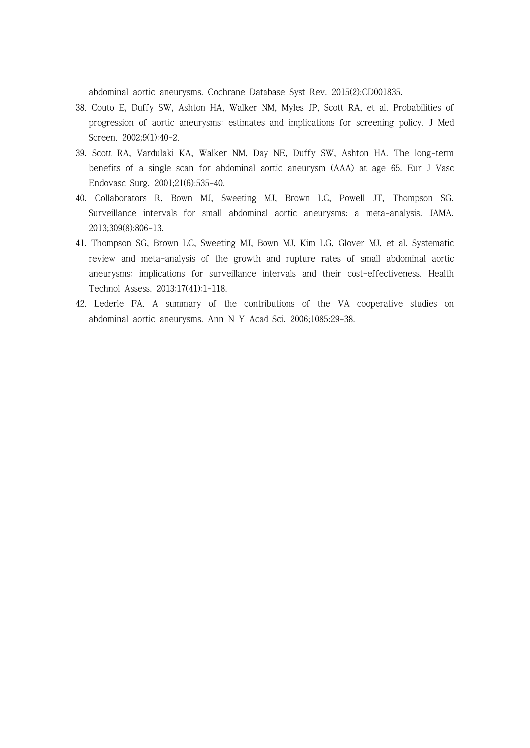abdominal aortic aneurysms. Cochrane Database Syst Rev. 2015(2):CD001835.

38. Couto E, Duffy SW, Ashton HA, Walker NM, Myles JP, Scott RA, et al. Probabilities of progression of aortic aneurysms: estimates and implications for screening policy. J Med Screen. 2002;9(1):40-2.
39. Scott RA, Vardulaki KA, Walker NM, Day NE, Duffy SW, Ashton HA. The long-term benefits of a single scan for abdominal aortic aneurysm (AAA) at age 65. Eur J Vasc Endovasc Surg. 2001;21(6):535-40.
40. Collaborators R, Bown MJ, Sweeting MJ, Brown LC, Powell JT, Thompson SG. Surveillance intervals for small abdominal aortic aneurysms: a meta-analysis. JAMA. 2013;309(8):806-13.
41. Thompson SG, Brown LC, Sweeting MJ, Bown MJ, Kim LG, Glover MJ, et al. Systematic review and meta-analysis of the growth and rupture rates of small abdominal aortic aneurysms: implications for surveillance intervals and their cost-effectiveness. Health Technol Assess. 2013;17(41):1-118.
42. Lederle FA. A summary of the contributions of the VA cooperative studies on abdominal aortic aneurysms. Ann N Y Acad Sci. 2006;1085:29-38.